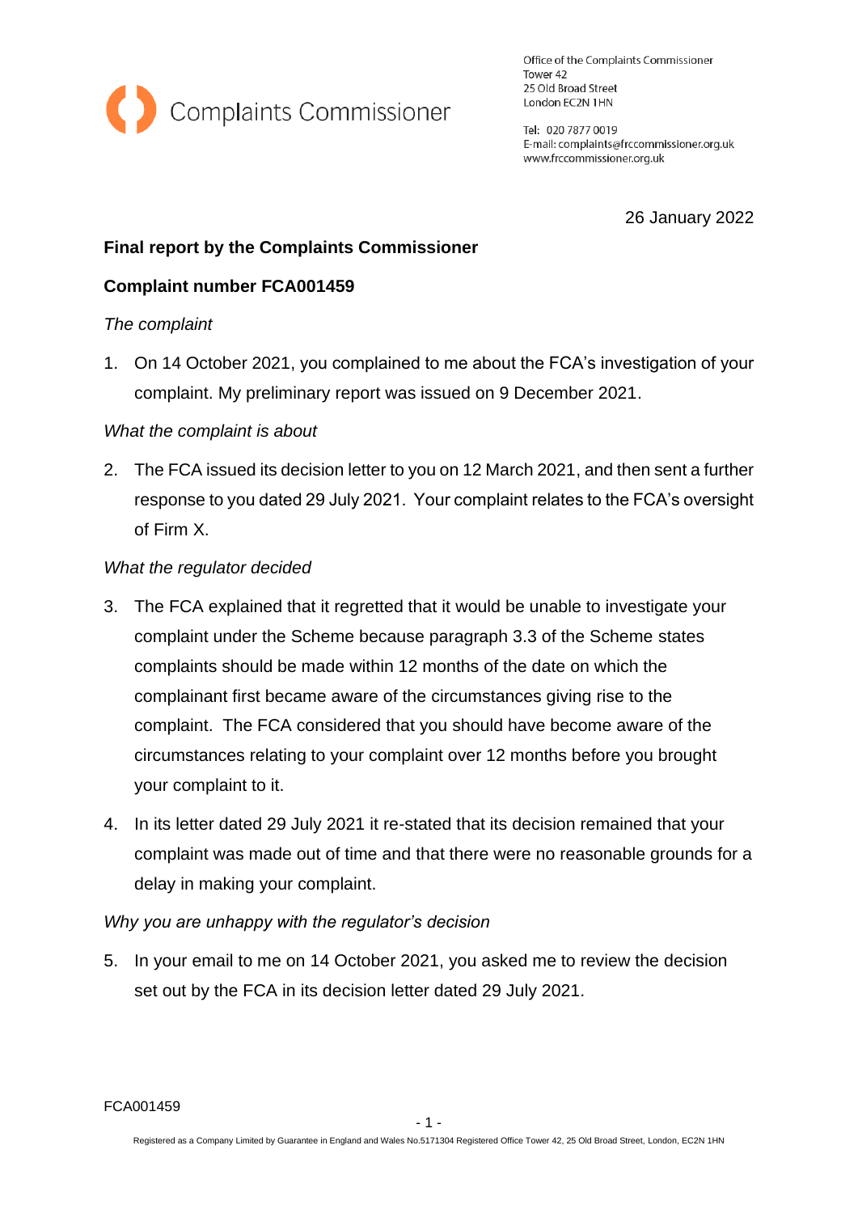Complaints Commissioner

Office of the Complaints Commissioner
Tower 42
25 Old Broad Street
London EC2N 1HN

Tel: 020 7877 0019
E-mail: complaints@frccommissioner.org.uk
www.frccommissioner.org.uk

26 January 2022

**Final report by the Complaints Commissioner**

**Complaint number FCA001459**

*The complaint*

1. On 14 October 2021, you complained to me about the FCA's investigation of your complaint. My preliminary report was issued on 9 December 2021.

*What the complaint is about*

2. The FCA issued its decision letter to you on 12 March 2021, and then sent a further response to you dated 29 July 2021. Your complaint relates to the FCA's oversight of Firm X.

*What the regulator decided*

3. The FCA explained that it regretted that it would be unable to investigate your complaint under the Scheme because paragraph 3.3 of the Scheme states complaints should be made within 12 months of the date on which the complainant first became aware of the circumstances giving rise to the complaint. The FCA considered that you should have become aware of the circumstances relating to your complaint over 12 months before you brought your complaint to it.

4. In its letter dated 29 July 2021 it re-stated that its decision remained that your complaint was made out of time and that there were no reasonable grounds for a delay in making your complaint.

*Why you are unhappy with the regulator's decision*

5. In your email to me on 14 October 2021, you asked me to review the decision set out by the FCA in its decision letter dated 29 July 2021.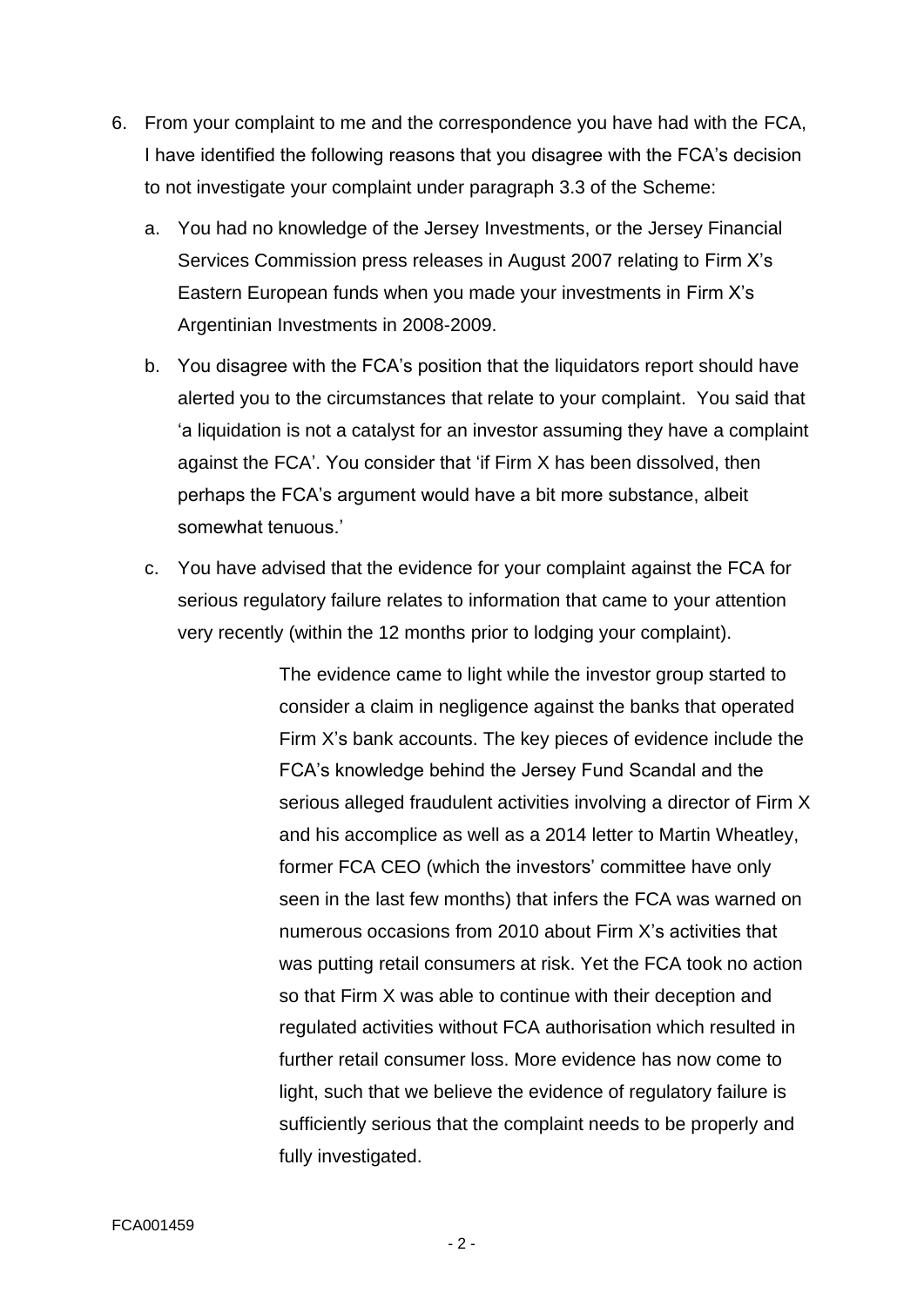6. From your complaint to me and the correspondence you have had with the FCA, I have identified the following reasons that you disagree with the FCA's decision to not investigate your complaint under paragraph 3.3 of the Scheme:

   a. You had no knowledge of the Jersey Investments, or the Jersey Financial Services Commission press releases in August 2007 relating to Firm X's Eastern European funds when you made your investments in Firm X's Argentinian Investments in 2008-2009.

   b. You disagree with the FCA's position that the liquidators report should have alerted you to the circumstances that relate to your complaint. You said that 'a liquidation is not a catalyst for an investor assuming they have a complaint against the FCA'. You consider that 'if Firm X has been dissolved, then perhaps the FCA's argument would have a bit more substance, albeit somewhat tenuous.'

   c. You have advised that the evidence for your complaint against the FCA for serious regulatory failure relates to information that came to your attention very recently (within the 12 months prior to lodging your complaint).

      > The evidence came to light while the investor group started to consider a claim in negligence against the banks that operated Firm X's bank accounts. The key pieces of evidence include the FCA's knowledge behind the Jersey Fund Scandal and the serious alleged fraudulent activities involving a director of Firm X and his accomplice as well as a 2014 letter to Martin Wheatley, former FCA CEO (which the investors' committee have only seen in the last few months) that infers the FCA was warned on numerous occasions from 2010 about Firm X's activities that was putting retail consumers at risk. Yet the FCA took no action so that Firm X was able to continue with their deception and regulated activities without FCA authorisation which resulted in further retail consumer loss. More evidence has now come to light, such that we believe the evidence of regulatory failure is sufficiently serious that the complaint needs to be properly and fully investigated.

FCA001459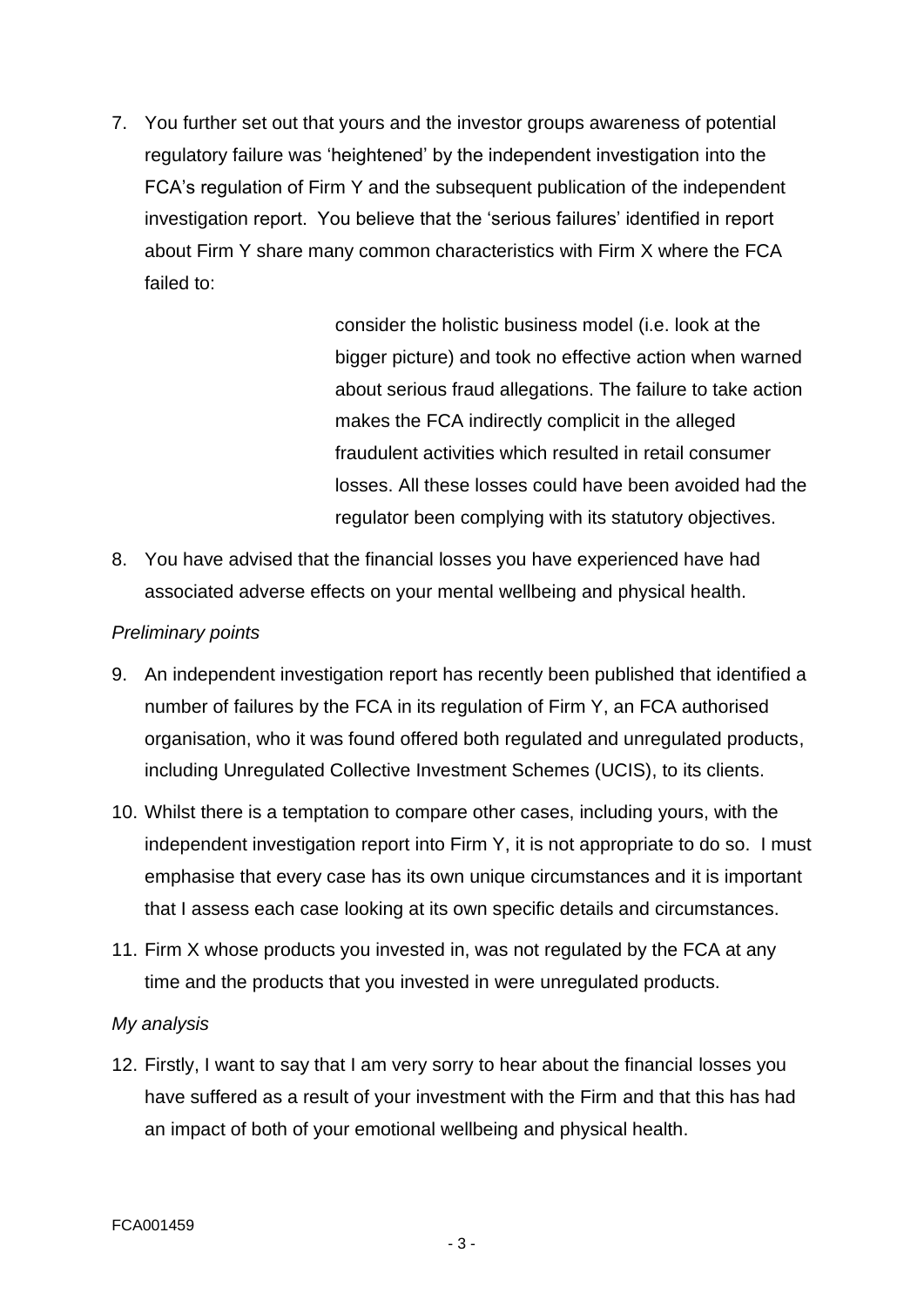7. You further set out that yours and the investor groups awareness of potential regulatory failure was 'heightened' by the independent investigation into the FCA's regulation of Firm Y and the subsequent publication of the independent investigation report. You believe that the 'serious failures' identified in report about Firm Y share many common characteristics with Firm X where the FCA failed to:

> consider the holistic business model (i.e. look at the bigger picture) and took no effective action when warned about serious fraud allegations. The failure to take action makes the FCA indirectly complicit in the alleged fraudulent activities which resulted in retail consumer losses. All these losses could have been avoided had the regulator been complying with its statutory objectives.

8. You have advised that the financial losses you have experienced have had associated adverse effects on your mental wellbeing and physical health.

*Preliminary points*

9. An independent investigation report has recently been published that identified a number of failures by the FCA in its regulation of Firm Y, an FCA authorised organisation, who it was found offered both regulated and unregulated products, including Unregulated Collective Investment Schemes (UCIS), to its clients.

10. Whilst there is a temptation to compare other cases, including yours, with the independent investigation report into Firm Y, it is not appropriate to do so. I must emphasise that every case has its own unique circumstances and it is important that I assess each case looking at its own specific details and circumstances.

11. Firm X whose products you invested in, was not regulated by the FCA at any time and the products that you invested in were unregulated products.

*My analysis*

12. Firstly, I want to say that I am very sorry to hear about the financial losses you have suffered as a result of your investment with the Firm and that this has had an impact of both of your emotional wellbeing and physical health.

FCA001459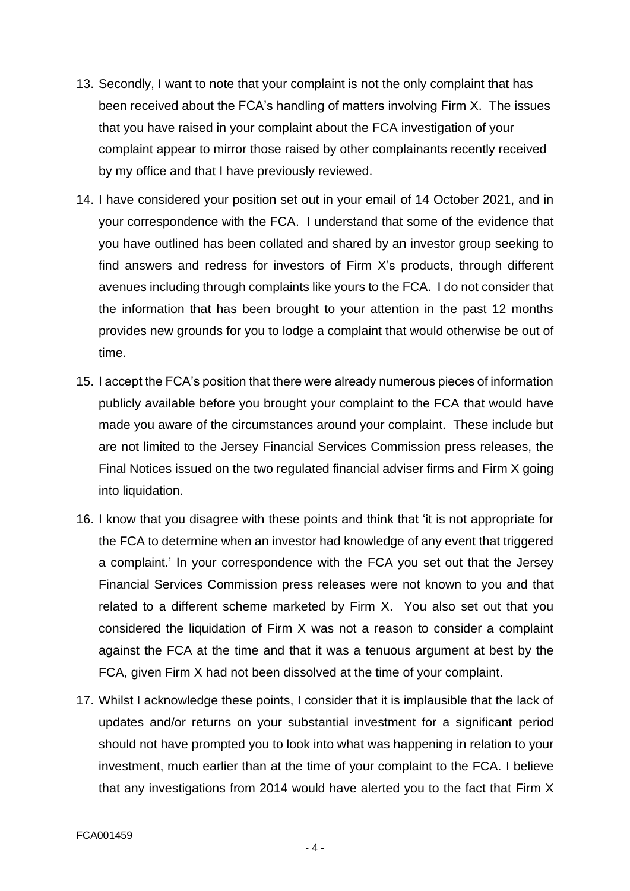13. Secondly, I want to note that your complaint is not the only complaint that has been received about the FCA's handling of matters involving Firm X. The issues that you have raised in your complaint about the FCA investigation of your complaint appear to mirror those raised by other complainants recently received by my office and that I have previously reviewed.

14. I have considered your position set out in your email of 14 October 2021, and in your correspondence with the FCA. I understand that some of the evidence that you have outlined has been collated and shared by an investor group seeking to find answers and redress for investors of Firm X's products, through different avenues including through complaints like yours to the FCA. I do not consider that the information that has been brought to your attention in the past 12 months provides new grounds for you to lodge a complaint that would otherwise be out of time.

15. I accept the FCA's position that there were already numerous pieces of information publicly available before you brought your complaint to the FCA that would have made you aware of the circumstances around your complaint. These include but are not limited to the Jersey Financial Services Commission press releases, the Final Notices issued on the two regulated financial adviser firms and Firm X going into liquidation.

16. I know that you disagree with these points and think that 'it is not appropriate for the FCA to determine when an investor had knowledge of any event that triggered a complaint.' In your correspondence with the FCA you set out that the Jersey Financial Services Commission press releases were not known to you and that related to a different scheme marketed by Firm X. You also set out that you considered the liquidation of Firm X was not a reason to consider a complaint against the FCA at the time and that it was a tenuous argument at best by the FCA, given Firm X had not been dissolved at the time of your complaint.

17. Whilst I acknowledge these points, I consider that it is implausible that the lack of updates and/or returns on your substantial investment for a significant period should not have prompted you to look into what was happening in relation to your investment, much earlier than at the time of your complaint to the FCA. I believe that any investigations from 2014 would have alerted you to the fact that Firm X

FCA001459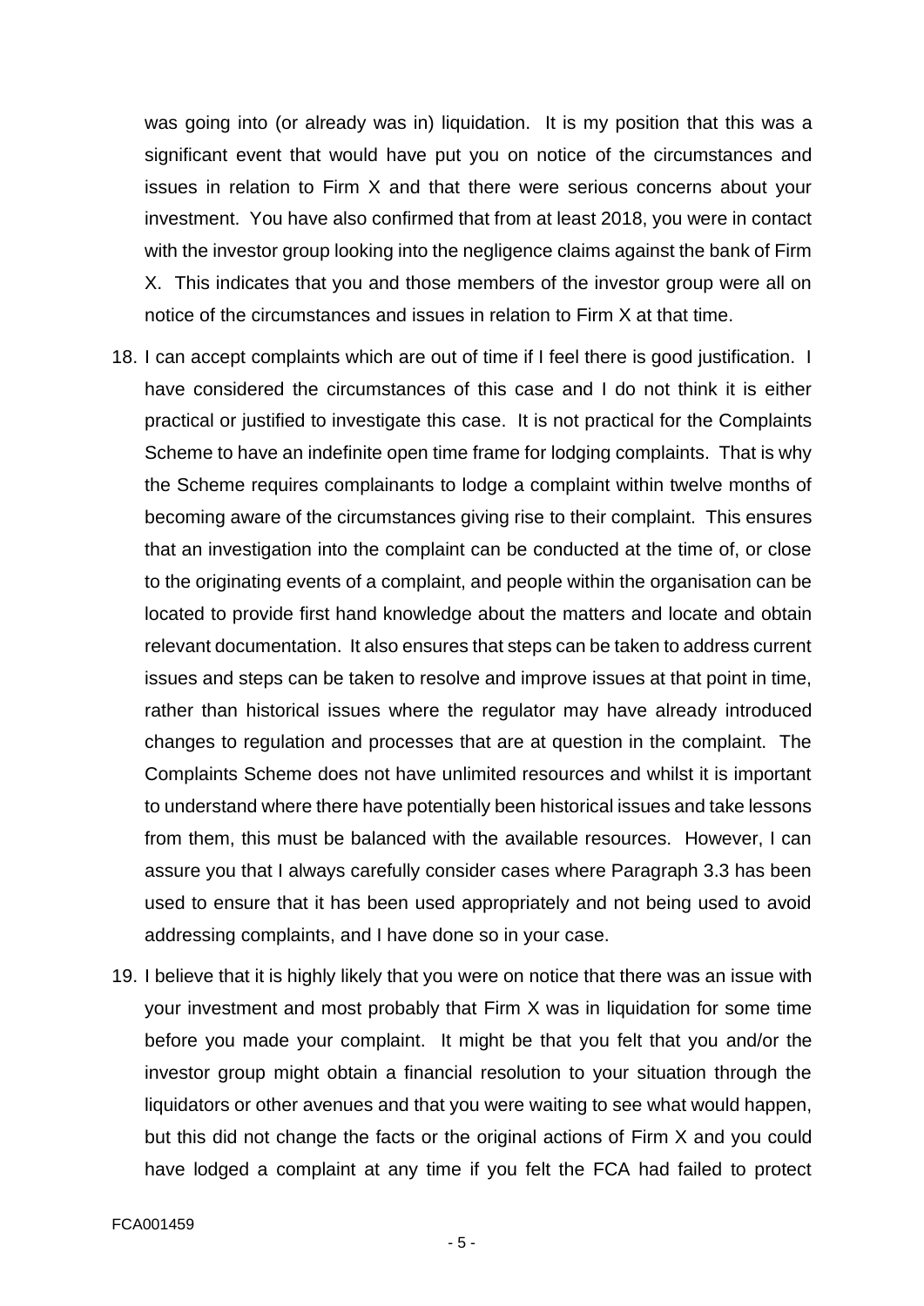was going into (or already was in) liquidation. It is my position that this was a significant event that would have put you on notice of the circumstances and issues in relation to Firm X and that there were serious concerns about your investment. You have also confirmed that from at least 2018, you were in contact with the investor group looking into the negligence claims against the bank of Firm X. This indicates that you and those members of the investor group were all on notice of the circumstances and issues in relation to Firm X at that time.

18. I can accept complaints which are out of time if I feel there is good justification. I have considered the circumstances of this case and I do not think it is either practical or justified to investigate this case. It is not practical for the Complaints Scheme to have an indefinite open time frame for lodging complaints. That is why the Scheme requires complainants to lodge a complaint within twelve months of becoming aware of the circumstances giving rise to their complaint. This ensures that an investigation into the complaint can be conducted at the time of, or close to the originating events of a complaint, and people within the organisation can be located to provide first hand knowledge about the matters and locate and obtain relevant documentation. It also ensures that steps can be taken to address current issues and steps can be taken to resolve and improve issues at that point in time, rather than historical issues where the regulator may have already introduced changes to regulation and processes that are at question in the complaint. The Complaints Scheme does not have unlimited resources and whilst it is important to understand where there have potentially been historical issues and take lessons from them, this must be balanced with the available resources. However, I can assure you that I always carefully consider cases where Paragraph 3.3 has been used to ensure that it has been used appropriately and not being used to avoid addressing complaints, and I have done so in your case.

19. I believe that it is highly likely that you were on notice that there was an issue with your investment and most probably that Firm X was in liquidation for some time before you made your complaint. It might be that you felt that you and/or the investor group might obtain a financial resolution to your situation through the liquidators or other avenues and that you were waiting to see what would happen, but this did not change the facts or the original actions of Firm X and you could have lodged a complaint at any time if you felt the FCA had failed to protect

FCA001459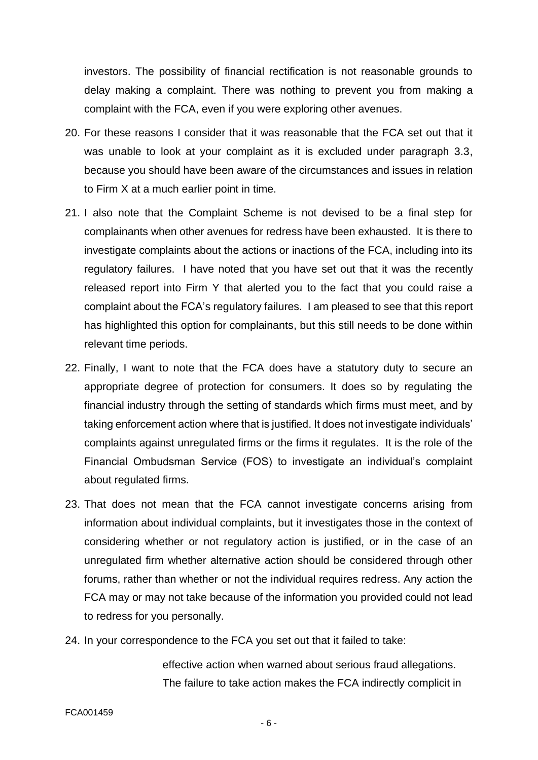investors. The possibility of financial rectification is not reasonable grounds to delay making a complaint. There was nothing to prevent you from making a complaint with the FCA, even if you were exploring other avenues.

20. For these reasons I consider that it was reasonable that the FCA set out that it was unable to look at your complaint as it is excluded under paragraph 3.3, because you should have been aware of the circumstances and issues in relation to Firm X at a much earlier point in time.

21. I also note that the Complaint Scheme is not devised to be a final step for complainants when other avenues for redress have been exhausted. It is there to investigate complaints about the actions or inactions of the FCA, including into its regulatory failures. I have noted that you have set out that it was the recently released report into Firm Y that alerted you to the fact that you could raise a complaint about the FCA's regulatory failures. I am pleased to see that this report has highlighted this option for complainants, but this still needs to be done within relevant time periods.

22. Finally, I want to note that the FCA does have a statutory duty to secure an appropriate degree of protection for consumers. It does so by regulating the financial industry through the setting of standards which firms must meet, and by taking enforcement action where that is justified. It does not investigate individuals' complaints against unregulated firms or the firms it regulates. It is the role of the Financial Ombudsman Service (FOS) to investigate an individual's complaint about regulated firms.

23. That does not mean that the FCA cannot investigate concerns arising from information about individual complaints, but it investigates those in the context of considering whether or not regulatory action is justified, or in the case of an unregulated firm whether alternative action should be considered through other forums, rather than whether or not the individual requires redress. Any action the FCA may or may not take because of the information you provided could not lead to redress for you personally.

24. In your correspondence to the FCA you set out that it failed to take:

> effective action when warned about serious fraud allegations. The failure to take action makes the FCA indirectly complicit in

FCA001459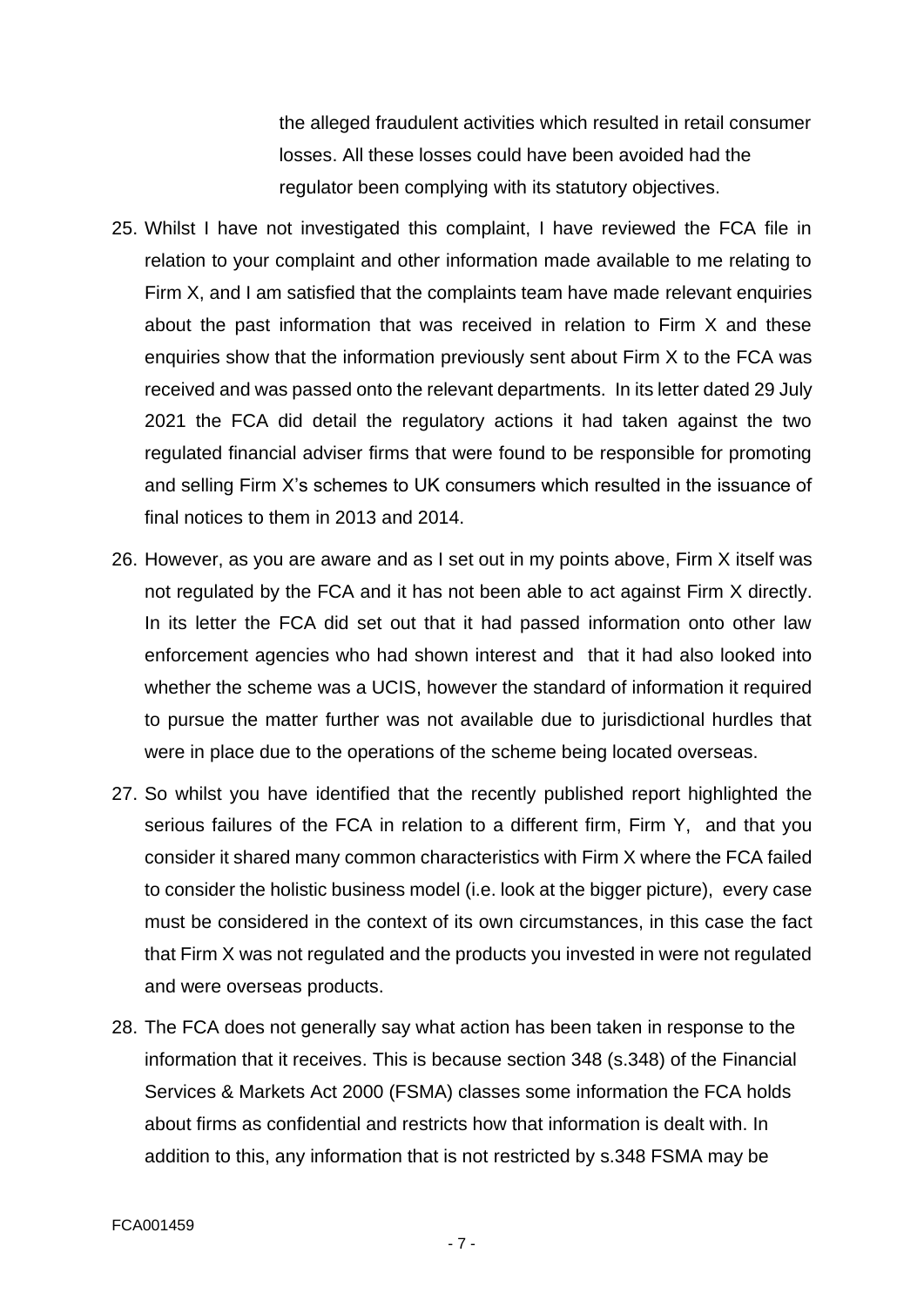the alleged fraudulent activities which resulted in retail consumer losses. All these losses could have been avoided had the regulator been complying with its statutory objectives.

25. Whilst I have not investigated this complaint, I have reviewed the FCA file in relation to your complaint and other information made available to me relating to Firm X, and I am satisfied that the complaints team have made relevant enquiries about the past information that was received in relation to Firm X and these enquiries show that the information previously sent about Firm X to the FCA was received and was passed onto the relevant departments. In its letter dated 29 July 2021 the FCA did detail the regulatory actions it had taken against the two regulated financial adviser firms that were found to be responsible for promoting and selling Firm X's schemes to UK consumers which resulted in the issuance of final notices to them in 2013 and 2014.

26. However, as you are aware and as I set out in my points above, Firm X itself was not regulated by the FCA and it has not been able to act against Firm X directly. In its letter the FCA did set out that it had passed information onto other law enforcement agencies who had shown interest and that it had also looked into whether the scheme was a UCIS, however the standard of information it required to pursue the matter further was not available due to jurisdictional hurdles that were in place due to the operations of the scheme being located overseas.

27. So whilst you have identified that the recently published report highlighted the serious failures of the FCA in relation to a different firm, Firm Y, and that you consider it shared many common characteristics with Firm X where the FCA failed to consider the holistic business model (i.e. look at the bigger picture), every case must be considered in the context of its own circumstances, in this case the fact that Firm X was not regulated and the products you invested in were not regulated and were overseas products.

28. The FCA does not generally say what action has been taken in response to the information that it receives. This is because section 348 (s.348) of the Financial Services & Markets Act 2000 (FSMA) classes some information the FCA holds about firms as confidential and restricts how that information is dealt with. In addition to this, any information that is not restricted by s.348 FSMA may be

FCA001459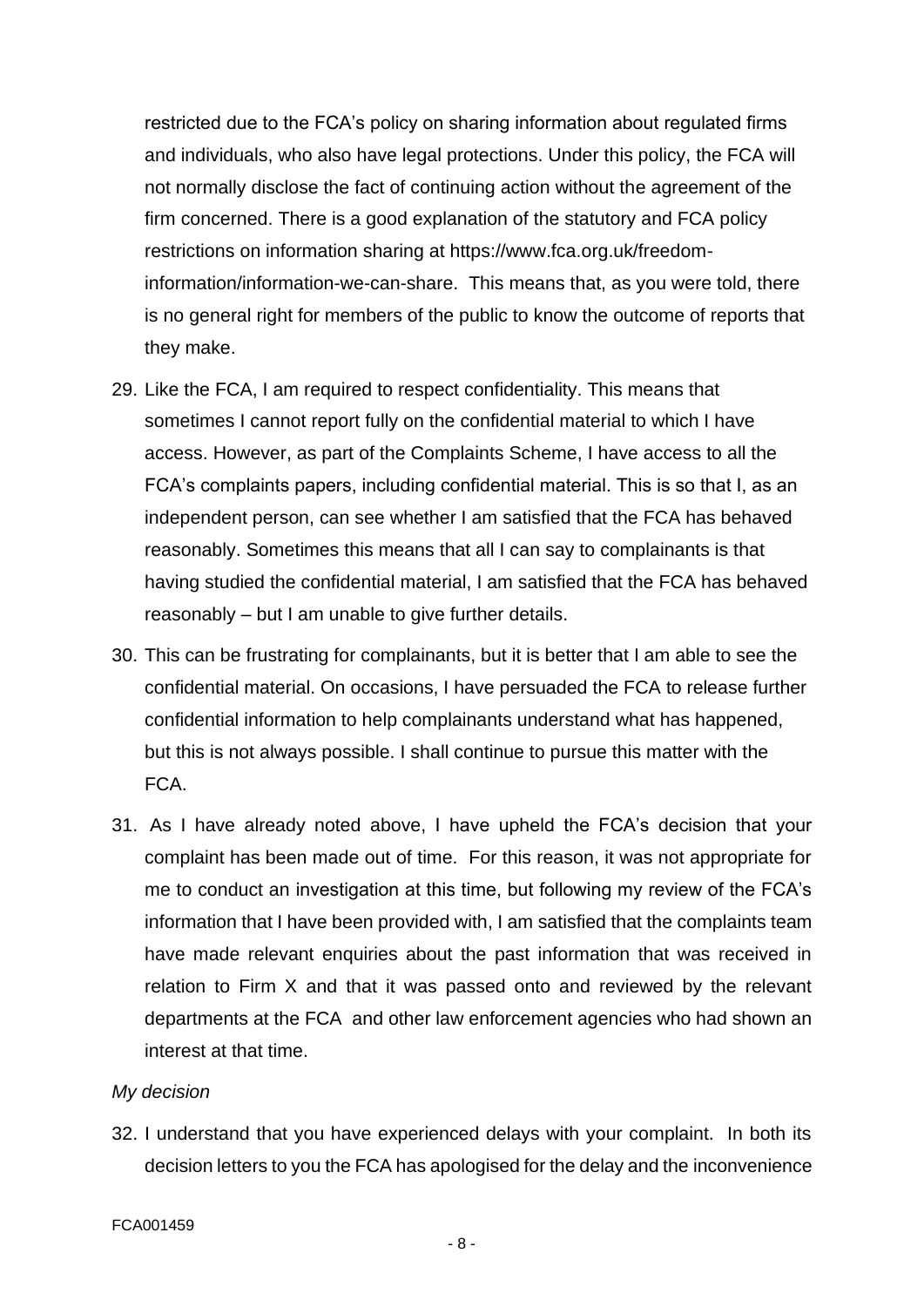restricted due to the FCA's policy on sharing information about regulated firms and individuals, who also have legal protections. Under this policy, the FCA will not normally disclose the fact of continuing action without the agreement of the firm concerned. There is a good explanation of the statutory and FCA policy restrictions on information sharing at https://www.fca.org.uk/freedom-information/information-we-can-share. This means that, as you were told, there is no general right for members of the public to know the outcome of reports that they make.

29. Like the FCA, I am required to respect confidentiality. This means that sometimes I cannot report fully on the confidential material to which I have access. However, as part of the Complaints Scheme, I have access to all the FCA's complaints papers, including confidential material. This is so that I, as an independent person, can see whether I am satisfied that the FCA has behaved reasonably. Sometimes this means that all I can say to complainants is that having studied the confidential material, I am satisfied that the FCA has behaved reasonably – but I am unable to give further details.

30. This can be frustrating for complainants, but it is better that I am able to see the confidential material. On occasions, I have persuaded the FCA to release further confidential information to help complainants understand what has happened, but this is not always possible. I shall continue to pursue this matter with the FCA.

31. As I have already noted above, I have upheld the FCA's decision that your complaint has been made out of time. For this reason, it was not appropriate for me to conduct an investigation at this time, but following my review of the FCA's information that I have been provided with, I am satisfied that the complaints team have made relevant enquiries about the past information that was received in relation to Firm X and that it was passed onto and reviewed by the relevant departments at the FCA and other law enforcement agencies who had shown an interest at that time.

*My decision*

32. I understand that you have experienced delays with your complaint. In both its decision letters to you the FCA has apologised for the delay and the inconvenience

FCA001459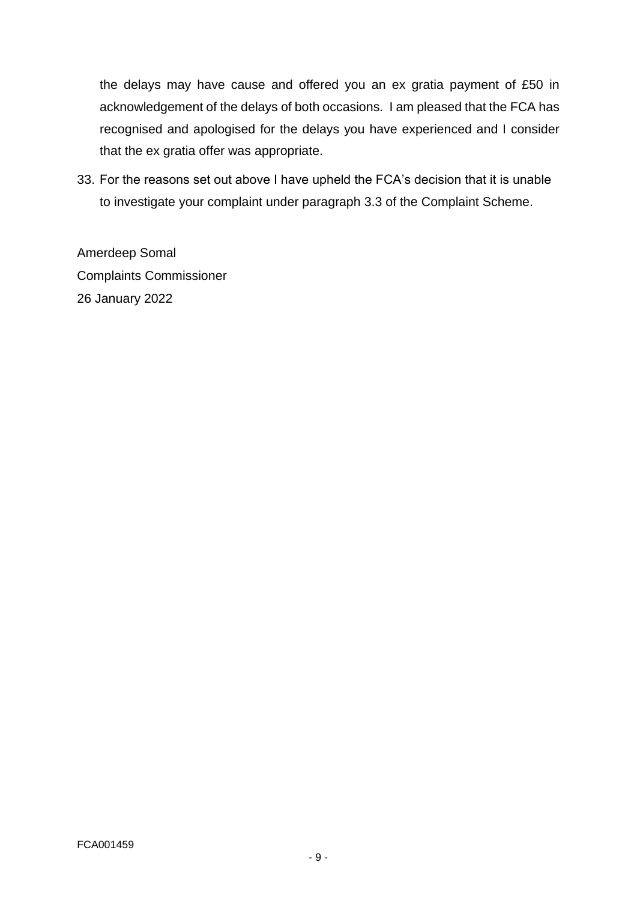the delays may have cause and offered you an ex gratia payment of £50 in acknowledgement of the delays of both occasions. I am pleased that the FCA has recognised and apologised for the delays you have experienced and I consider that the ex gratia offer was appropriate.

33. For the reasons set out above I have upheld the FCA's decision that it is unable to investigate your complaint under paragraph 3.3 of the Complaint Scheme.

Amerdeep Somal
Complaints Commissioner
26 January 2022

FCA001459